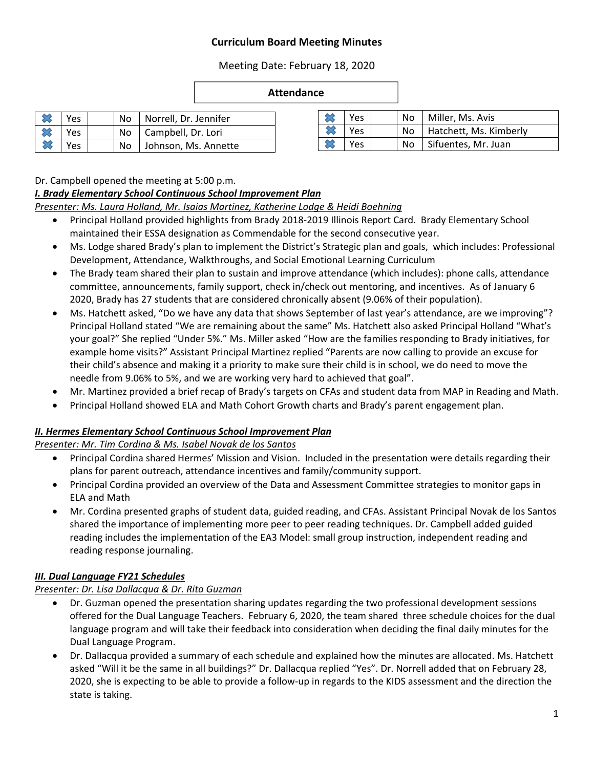# Curriculum Board Meeting Minutes

Meeting Date: February 18, 2020

**Attendance**

| | | | | |
|---|---|---|---|---|
| ✖ | Yes | | No | Norrell, Dr. Jennifer |
| ✖ | Yes | | No | Campbell, Dr. Lori |
| ✖ | Yes | | No | Johnson, Ms. Annette |

| | | | | |
|---|---|---|---|---|
| ✖ | Yes | | No | Miller, Ms. Avis |
| ✖ | Yes | | No | Hatchett, Ms. Kimberly |
| ✖ | Yes | | No | Sifuentes, Mr. Juan |

Dr. Campbell opened the meeting at 5:00 p.m.

***I. Brady Elementary School Continuous School Improvement Plan***

*Presenter: Ms. Laura Holland, Mr. Isaias Martinez, Katherine Lodge & Heidi Boehning*

- Principal Holland provided highlights from Brady 2018-2019 Illinois Report Card. Brady Elementary School maintained their ESSA designation as Commendable for the second consecutive year.
- Ms. Lodge shared Brady's plan to implement the District's Strategic plan and goals, which includes: Professional Development, Attendance, Walkthroughs, and Social Emotional Learning Curriculum
- The Brady team shared their plan to sustain and improve attendance (which includes): phone calls, attendance committee, announcements, family support, check in/check out mentoring, and incentives. As of January 6 2020, Brady has 27 students that are considered chronically absent (9.06% of their population).
- Ms. Hatchett asked, "Do we have any data that shows September of last year's attendance, are we improving"? Principal Holland stated "We are remaining about the same" Ms. Hatchett also asked Principal Holland "What's your goal?" She replied "Under 5%." Ms. Miller asked "How are the families responding to Brady initiatives, for example home visits?" Assistant Principal Martinez replied "Parents are now calling to provide an excuse for their child's absence and making it a priority to make sure their child is in school, we do need to move the needle from 9.06% to 5%, and we are working very hard to achieved that goal".
- Mr. Martinez provided a brief recap of Brady's targets on CFAs and student data from MAP in Reading and Math.
- Principal Holland showed ELA and Math Cohort Growth charts and Brady's parent engagement plan.

***II. Hermes Elementary School Continuous School Improvement Plan***

*Presenter: Mr. Tim Cordina & Ms. Isabel Novak de los Santos*

- Principal Cordina shared Hermes' Mission and Vision. Included in the presentation were details regarding their plans for parent outreach, attendance incentives and family/community support.
- Principal Cordina provided an overview of the Data and Assessment Committee strategies to monitor gaps in ELA and Math
- Mr. Cordina presented graphs of student data, guided reading, and CFAs. Assistant Principal Novak de los Santos shared the importance of implementing more peer to peer reading techniques. Dr. Campbell added guided reading includes the implementation of the EA3 Model: small group instruction, independent reading and reading response journaling.

***III. Dual Language FY21 Schedules***

*Presenter: Dr. Lisa Dallacqua & Dr. Rita Guzman*

- Dr. Guzman opened the presentation sharing updates regarding the two professional development sessions offered for the Dual Language Teachers. February 6, 2020, the team shared three schedule choices for the dual language program and will take their feedback into consideration when deciding the final daily minutes for the Dual Language Program.
- Dr. Dallacqua provided a summary of each schedule and explained how the minutes are allocated. Ms. Hatchett asked "Will it be the same in all buildings?" Dr. Dallacqua replied "Yes". Dr. Norrell added that on February 28, 2020, she is expecting to be able to provide a follow-up in regards to the KIDS assessment and the direction the state is taking.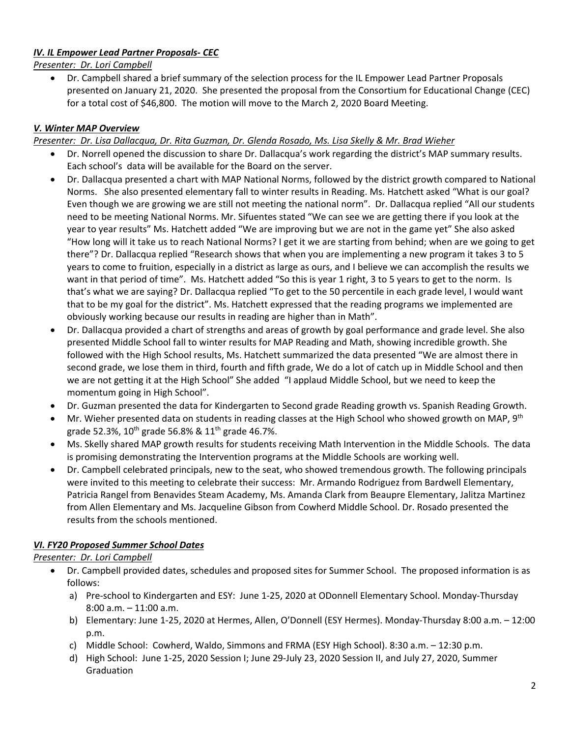***IV. IL Empower Lead Partner Proposals- CEC***

*Presenter: Dr. Lori Campbell*

- Dr. Campbell shared a brief summary of the selection process for the IL Empower Lead Partner Proposals presented on January 21, 2020. She presented the proposal from the Consortium for Educational Change (CEC) for a total cost of $46,800. The motion will move to the March 2, 2020 Board Meeting.

***V. Winter MAP Overview***

*Presenter: Dr. Lisa Dallacqua, Dr. Rita Guzman, Dr. Glenda Rosado, Ms. Lisa Skelly & Mr. Brad Wieher*

- Dr. Norrell opened the discussion to share Dr. Dallacqua's work regarding the district's MAP summary results. Each school's data will be available for the Board on the server.
- Dr. Dallacqua presented a chart with MAP National Norms, followed by the district growth compared to National Norms. She also presented elementary fall to winter results in Reading. Ms. Hatchett asked "What is our goal? Even though we are growing we are still not meeting the national norm". Dr. Dallacqua replied "All our students need to be meeting National Norms. Mr. Sifuentes stated "We can see we are getting there if you look at the year to year results" Ms. Hatchett added "We are improving but we are not in the game yet" She also asked "How long will it take us to reach National Norms? I get it we are starting from behind; when are we going to get there"? Dr. Dallacqua replied "Research shows that when you are implementing a new program it takes 3 to 5 years to come to fruition, especially in a district as large as ours, and I believe we can accomplish the results we want in that period of time". Ms. Hatchett added "So this is year 1 right, 3 to 5 years to get to the norm. Is that's what we are saying? Dr. Dallacqua replied "To get to the 50 percentile in each grade level, I would want that to be my goal for the district". Ms. Hatchett expressed that the reading programs we implemented are obviously working because our results in reading are higher than in Math".
- Dr. Dallacqua provided a chart of strengths and areas of growth by goal performance and grade level. She also presented Middle School fall to winter results for MAP Reading and Math, showing incredible growth. She followed with the High School results, Ms. Hatchett summarized the data presented "We are almost there in second grade, we lose them in third, fourth and fifth grade, We do a lot of catch up in Middle School and then we are not getting it at the High School" She added "I applaud Middle School, but we need to keep the momentum going in High School".
- Dr. Guzman presented the data for Kindergarten to Second grade Reading growth vs. Spanish Reading Growth.
- Mr. Wieher presented data on students in reading classes at the High School who showed growth on MAP, 9th grade 52.3%, 10th grade 56.8% & 11th grade 46.7%.
- Ms. Skelly shared MAP growth results for students receiving Math Intervention in the Middle Schools. The data is promising demonstrating the Intervention programs at the Middle Schools are working well.
- Dr. Campbell celebrated principals, new to the seat, who showed tremendous growth. The following principals were invited to this meeting to celebrate their success: Mr. Armando Rodriguez from Bardwell Elementary, Patricia Rangel from Benavides Steam Academy, Ms. Amanda Clark from Beaupre Elementary, Jalitza Martinez from Allen Elementary and Ms. Jacqueline Gibson from Cowherd Middle School. Dr. Rosado presented the results from the schools mentioned.

***VI. FY20 Proposed Summer School Dates***

*Presenter: Dr. Lori Campbell*

- Dr. Campbell provided dates, schedules and proposed sites for Summer School. The proposed information is as follows:
  a) Pre-school to Kindergarten and ESY: June 1-25, 2020 at ODonnell Elementary School. Monday-Thursday 8:00 a.m. – 11:00 a.m.
  b) Elementary: June 1-25, 2020 at Hermes, Allen, O'Donnell (ESY Hermes). Monday-Thursday 8:00 a.m. – 12:00 p.m.
  c) Middle School: Cowherd, Waldo, Simmons and FRMA (ESY High School). 8:30 a.m. – 12:30 p.m.
  d) High School: June 1-25, 2020 Session I; June 29-July 23, 2020 Session II, and July 27, 2020, Summer Graduation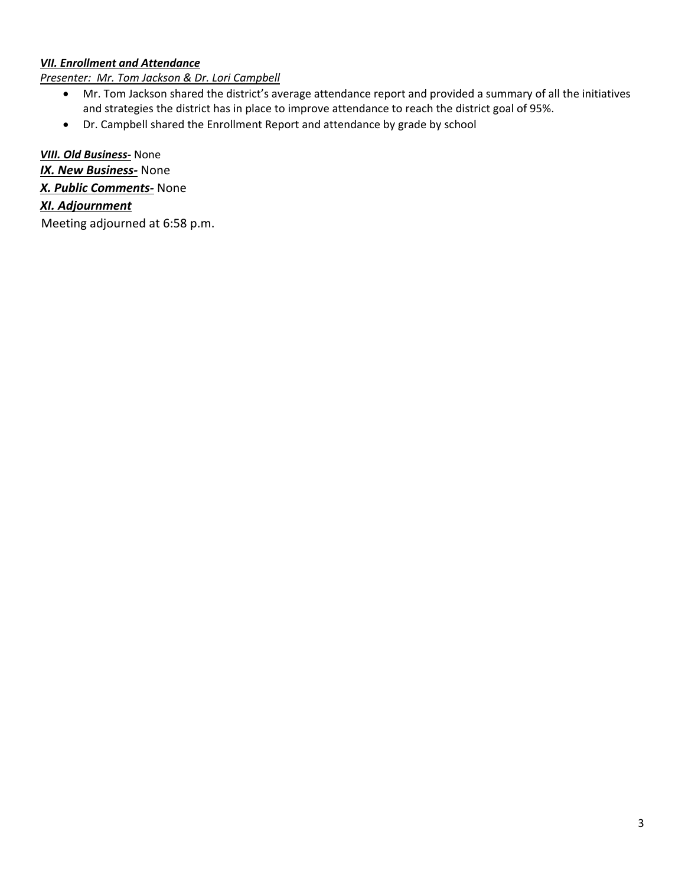***VII. Enrollment and Attendance***

*Presenter: Mr. Tom Jackson & Dr. Lori Campbell*

- Mr. Tom Jackson shared the district's average attendance report and provided a summary of all the initiatives and strategies the district has in place to improve attendance to reach the district goal of 95%.
- Dr. Campbell shared the Enrollment Report and attendance by grade by school

***VIII. Old Business-*** None

***IX. New Business-*** None

***X. Public Comments-*** None

***XI. Adjournment***

Meeting adjourned at 6:58 p.m.